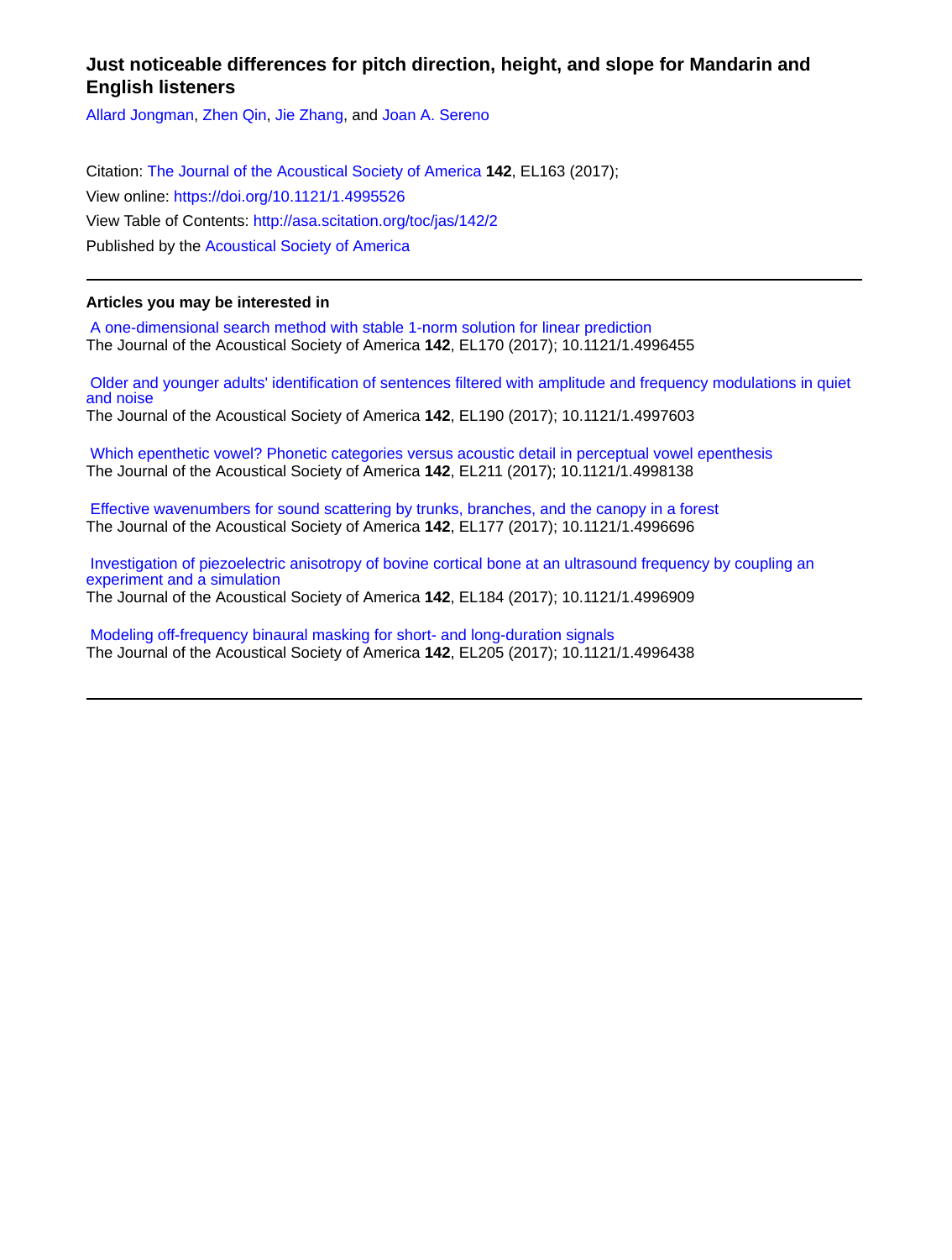# Just noticeable differences for pitch direction, height, and slope for Mandarin and English listeners

Allard Jongman, Zhen Qin, Jie Zhang, and Joan A. Sereno

Citation: The Journal of the Acoustical Society of America **142**, EL163 (2017);
View online: https://doi.org/10.1121/1.4995526
View Table of Contents: http://asa.scitation.org/toc/jas/142/2
Published by the Acoustical Society of America

---

## Articles you may be interested in

A one-dimensional search method with stable 1-norm solution for linear prediction
The Journal of the Acoustical Society of America **142**, EL170 (2017); 10.1121/1.4996455

Older and younger adults' identification of sentences filtered with amplitude and frequency modulations in quiet and noise
The Journal of the Acoustical Society of America **142**, EL190 (2017); 10.1121/1.4997603

Which epenthetic vowel? Phonetic categories versus acoustic detail in perceptual vowel epenthesis
The Journal of the Acoustical Society of America **142**, EL211 (2017); 10.1121/1.4998138

Effective wavenumbers for sound scattering by trunks, branches, and the canopy in a forest
The Journal of the Acoustical Society of America **142**, EL177 (2017); 10.1121/1.4996696

Investigation of piezoelectric anisotropy of bovine cortical bone at an ultrasound frequency by coupling an experiment and a simulation
The Journal of the Acoustical Society of America **142**, EL184 (2017); 10.1121/1.4996909

Modeling off-frequency binaural masking for short- and long-duration signals
The Journal of the Acoustical Society of America **142**, EL205 (2017); 10.1121/1.4996438

---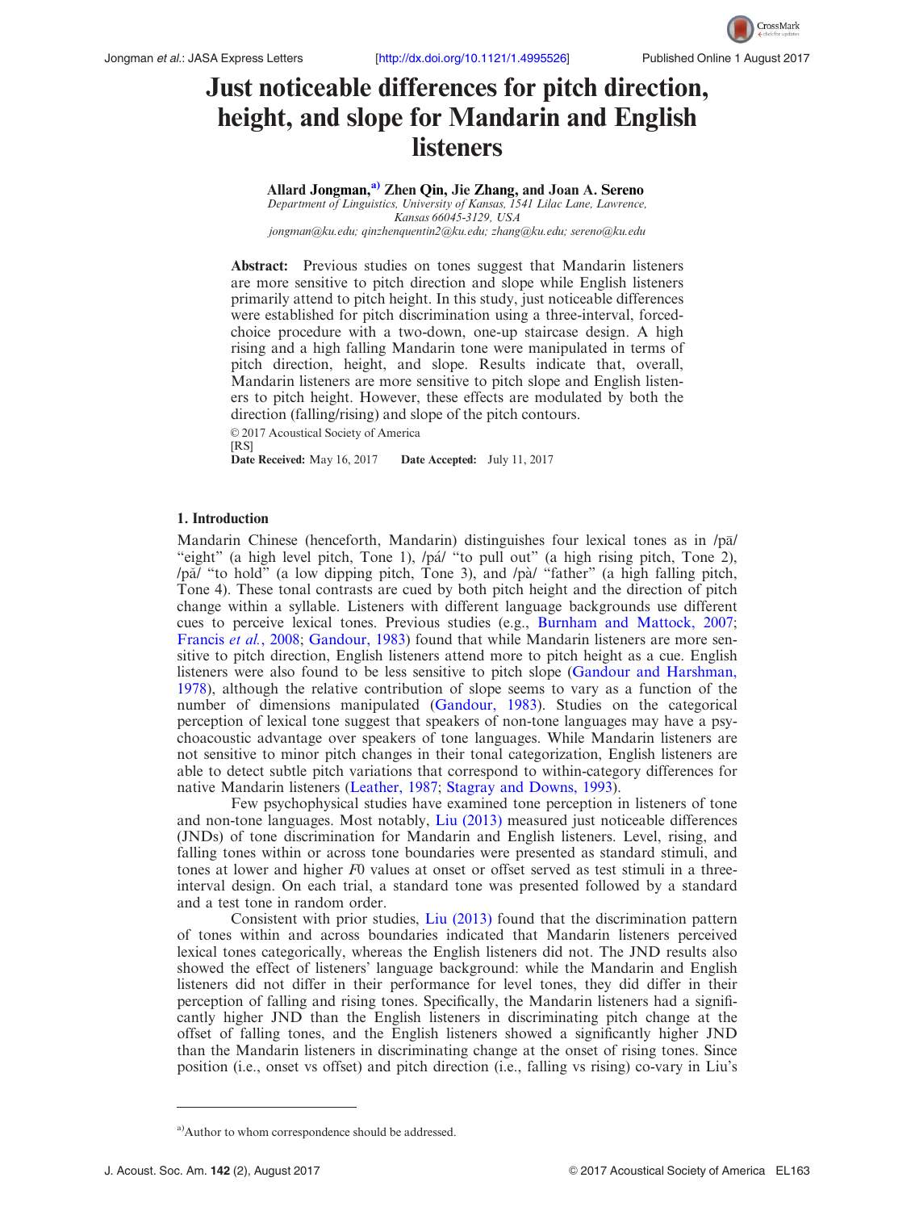# Just noticeable differences for pitch direction, height, and slope for Mandarin and English listeners

**Allard Jongman,[a)] Zhen Qin, Jie Zhang, and Joan A. Sereno**

*Department of Linguistics, University of Kansas, 1541 Lilac Lane, Lawrence, Kansas 66045-3129, USA*

*jongman@ku.edu; qinzhenquentin2@ku.edu; zhang@ku.edu; sereno@ku.edu*

**Abstract:** Previous studies on tones suggest that Mandarin listeners are more sensitive to pitch direction and slope while English listeners primarily attend to pitch height. In this study, just noticeable differences were established for pitch discrimination using a three-interval, forced-choice procedure with a two-down, one-up staircase design. A high rising and a high falling Mandarin tone were manipulated in terms of pitch direction, height, and slope. Results indicate that, overall, Mandarin listeners are more sensitive to pitch slope and English listeners to pitch height. However, these effects are modulated by both the direction (falling/rising) and slope of the pitch contours.

© 2017 Acoustical Society of America

[RS]

**Date Received:** May 16, 2017 **Date Accepted:** July 11, 2017

## 1. Introduction

Mandarin Chinese (henceforth, Mandarin) distinguishes four lexical tones as in /pā/ "eight" (a high level pitch, Tone 1), /pá/ "to pull out" (a high rising pitch, Tone 2), /pǎ/ "to hold" (a low dipping pitch, Tone 3), and /pà/ "father" (a high falling pitch, Tone 4). These tonal contrasts are cued by both pitch height and the direction of pitch change within a syllable. Listeners with different language backgrounds use different cues to perceive lexical tones. Previous studies (e.g., Burnham and Mattock, 2007; Francis *et al.*, 2008; Gandour, 1983) found that while Mandarin listeners are more sensitive to pitch direction, English listeners attend more to pitch height as a cue. English listeners were also found to be less sensitive to pitch slope (Gandour and Harshman, 1978), although the relative contribution of slope seems to vary as a function of the number of dimensions manipulated (Gandour, 1983). Studies on the categorical perception of lexical tone suggest that speakers of non-tone languages may have a psychoacoustic advantage over speakers of tone languages. While Mandarin listeners are not sensitive to minor pitch changes in their tonal categorization, English listeners are able to detect subtle pitch variations that correspond to within-category differences for native Mandarin listeners (Leather, 1987; Stagray and Downs, 1993).

Few psychophysical studies have examined tone perception in listeners of tone and non-tone languages. Most notably, Liu (2013) measured just noticeable differences (JNDs) of tone discrimination for Mandarin and English listeners. Level, rising, and falling tones within or across tone boundaries were presented as standard stimuli, and tones at lower and higher $F0$ values at onset or offset served as test stimuli in a three-interval design. On each trial, a standard tone was presented followed by a standard and a test tone in random order.

Consistent with prior studies, Liu (2013) found that the discrimination pattern of tones within and across boundaries indicated that Mandarin listeners perceived lexical tones categorically, whereas the English listeners did not. The JND results also showed the effect of listeners' language background: while the Mandarin and English listeners did not differ in their performance for level tones, they did differ in their perception of falling and rising tones. Specifically, the Mandarin listeners had a significantly higher JND than the English listeners in discriminating pitch change at the offset of falling tones, and the English listeners showed a significantly higher JND than the Mandarin listeners in discriminating change at the onset of rising tones. Since position (i.e., onset vs offset) and pitch direction (i.e., falling vs rising) co-vary in Liu's

[a)]Author to whom correspondence should be addressed.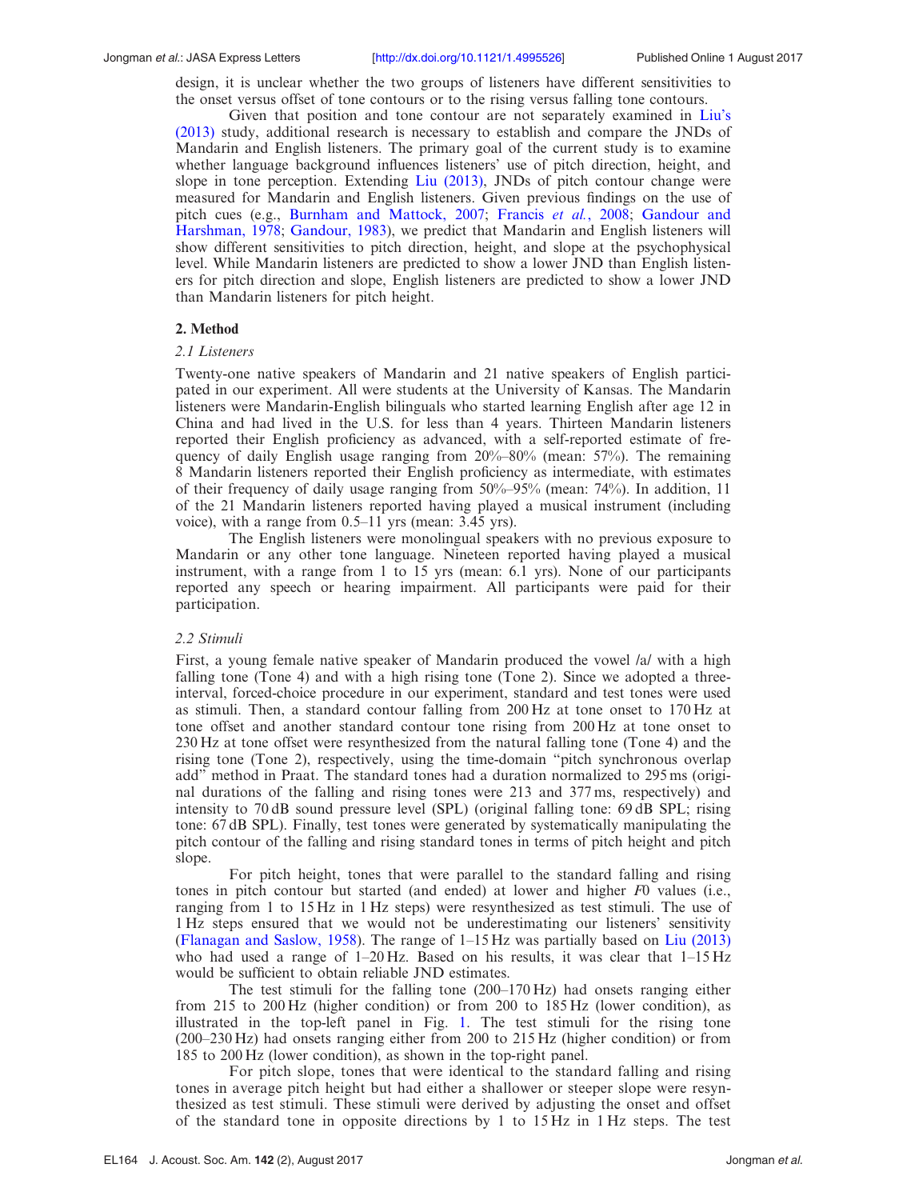design, it is unclear whether the two groups of listeners have different sensitivities to the onset versus offset of tone contours or to the rising versus falling tone contours.

Given that position and tone contour are not separately examined in Liu's (2013) study, additional research is necessary to establish and compare the JNDs of Mandarin and English listeners. The primary goal of the current study is to examine whether language background influences listeners' use of pitch direction, height, and slope in tone perception. Extending Liu (2013), JNDs of pitch contour change were measured for Mandarin and English listeners. Given previous findings on the use of pitch cues (e.g., Burnham and Mattock, 2007; Francis *et al.*, 2008; Gandour and Harshman, 1978; Gandour, 1983), we predict that Mandarin and English listeners will show different sensitivities to pitch direction, height, and slope at the psychophysical level. While Mandarin listeners are predicted to show a lower JND than English listeners for pitch direction and slope, English listeners are predicted to show a lower JND than Mandarin listeners for pitch height.

## 2. Method

### *2.1 Listeners*

Twenty-one native speakers of Mandarin and 21 native speakers of English participated in our experiment. All were students at the University of Kansas. The Mandarin listeners were Mandarin-English bilinguals who started learning English after age 12 in China and had lived in the U.S. for less than 4 years. Thirteen Mandarin listeners reported their English proficiency as advanced, with a self-reported estimate of frequency of daily English usage ranging from 20%–80% (mean: 57%). The remaining 8 Mandarin listeners reported their English proficiency as intermediate, with estimates of their frequency of daily usage ranging from 50%–95% (mean: 74%). In addition, 11 of the 21 Mandarin listeners reported having played a musical instrument (including voice), with a range from 0.5–11 yrs (mean: 3.45 yrs).

The English listeners were monolingual speakers with no previous exposure to Mandarin or any other tone language. Nineteen reported having played a musical instrument, with a range from 1 to 15 yrs (mean: 6.1 yrs). None of our participants reported any speech or hearing impairment. All participants were paid for their participation.

### *2.2 Stimuli*

First, a young female native speaker of Mandarin produced the vowel /a/ with a high falling tone (Tone 4) and with a high rising tone (Tone 2). Since we adopted a three-interval, forced-choice procedure in our experiment, standard and test tones were used as stimuli. Then, a standard contour falling from 200 Hz at tone onset to 170 Hz at tone offset and another standard contour tone rising from 200 Hz at tone onset to 230 Hz at tone offset were resynthesized from the natural falling tone (Tone 4) and the rising tone (Tone 2), respectively, using the time-domain "pitch synchronous overlap add" method in Praat. The standard tones had a duration normalized to 295 ms (original durations of the falling and rising tones were 213 and 377 ms, respectively) and intensity to 70 dB sound pressure level (SPL) (original falling tone: 69 dB SPL; rising tone: 67 dB SPL). Finally, test tones were generated by systematically manipulating the pitch contour of the falling and rising standard tones in terms of pitch height and pitch slope.

For pitch height, tones that were parallel to the standard falling and rising tones in pitch contour but started (and ended) at lower and higher $F0$ values (i.e., ranging from 1 to 15 Hz in 1 Hz steps) were resynthesized as test stimuli. The use of 1 Hz steps ensured that we would not be underestimating our listeners' sensitivity (Flanagan and Saslow, 1958). The range of 1–15 Hz was partially based on Liu (2013) who had used a range of 1–20 Hz. Based on his results, it was clear that 1–15 Hz would be sufficient to obtain reliable JND estimates.

The test stimuli for the falling tone (200–170 Hz) had onsets ranging either from 215 to 200 Hz (higher condition) or from 200 to 185 Hz (lower condition), as illustrated in the top-left panel in Fig. 1. The test stimuli for the rising tone (200–230 Hz) had onsets ranging either from 200 to 215 Hz (higher condition) or from 185 to 200 Hz (lower condition), as shown in the top-right panel.

For pitch slope, tones that were identical to the standard falling and rising tones in average pitch height but had either a shallower or steeper slope were resynthesized as test stimuli. These stimuli were derived by adjusting the onset and offset of the standard tone in opposite directions by 1 to 15 Hz in 1 Hz steps. The test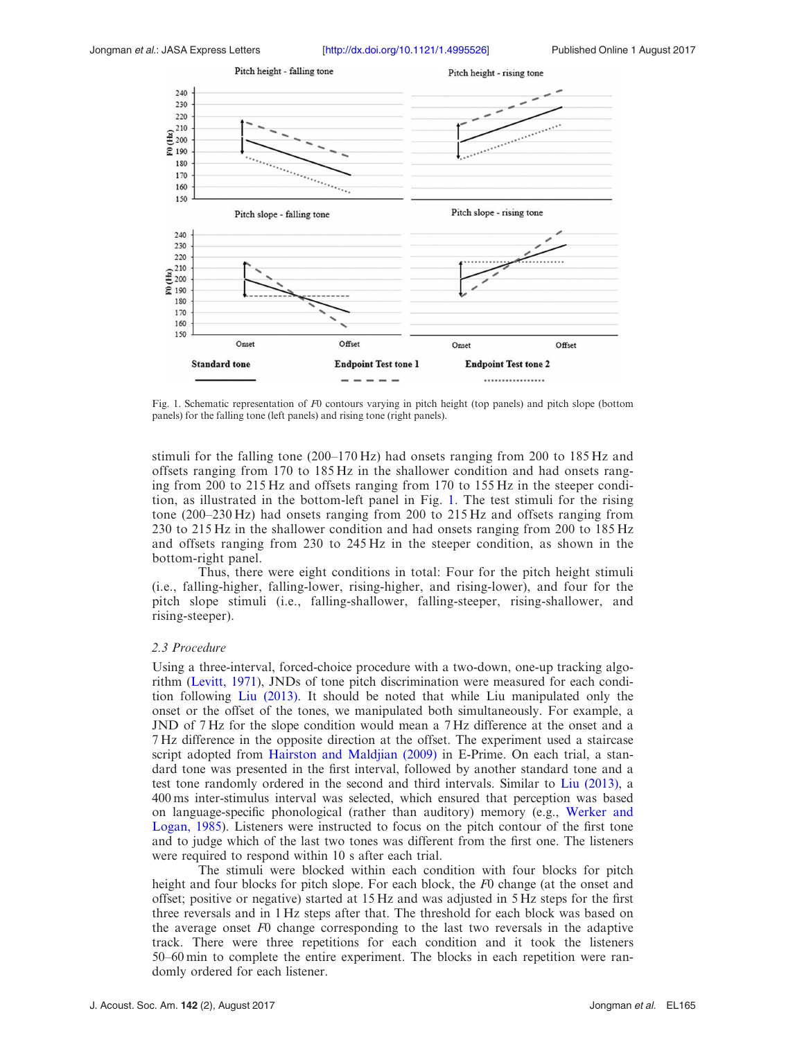Fig. 1. Schematic representation of $F0$ contours varying in pitch height (top panels) and pitch slope (bottom panels) for the falling tone (left panels) and rising tone (right panels).

stimuli for the falling tone (200–170 Hz) had onsets ranging from 200 to 185 Hz and offsets ranging from 170 to 185 Hz in the shallower condition and had onsets ranging from 200 to 215 Hz and offsets ranging from 170 to 155 Hz in the steeper condition, as illustrated in the bottom-left panel in Fig. 1. The test stimuli for the rising tone (200–230 Hz) had onsets ranging from 200 to 215 Hz and offsets ranging from 230 to 215 Hz in the shallower condition and had onsets ranging from 200 to 185 Hz and offsets ranging from 230 to 245 Hz in the steeper condition, as shown in the bottom-right panel.

Thus, there were eight conditions in total: Four for the pitch height stimuli (i.e., falling-higher, falling-lower, rising-higher, and rising-lower), and four for the pitch slope stimuli (i.e., falling-shallower, falling-steeper, rising-shallower, and rising-steeper).

### 2.3 Procedure

Using a three-interval, forced-choice procedure with a two-down, one-up tracking algorithm (Levitt, 1971), JNDs of tone pitch discrimination were measured for each condition following Liu (2013). It should be noted that while Liu manipulated only the onset or the offset of the tones, we manipulated both simultaneously. For example, a JND of 7 Hz for the slope condition would mean a 7 Hz difference at the onset and a 7 Hz difference in the opposite direction at the offset. The experiment used a staircase script adopted from Hairston and Maldjian (2009) in E-Prime. On each trial, a standard tone was presented in the first interval, followed by another standard tone and a test tone randomly ordered in the second and third intervals. Similar to Liu (2013), a 400 ms inter-stimulus interval was selected, which ensured that perception was based on language-specific phonological (rather than auditory) memory (e.g., Werker and Logan, 1985). Listeners were instructed to focus on the pitch contour of the first tone and to judge which of the last two tones was different from the first one. The listeners were required to respond within 10 s after each trial.

The stimuli were blocked within each condition with four blocks for pitch height and four blocks for pitch slope. For each block, the $F0$ change (at the onset and offset; positive or negative) started at 15 Hz and was adjusted in 5 Hz steps for the first three reversals and in 1 Hz steps after that. The threshold for each block was based on the average onset $F0$ change corresponding to the last two reversals in the adaptive track. There were three repetitions for each condition and it took the listeners 50–60 min to complete the entire experiment. The blocks in each repetition were randomly ordered for each listener.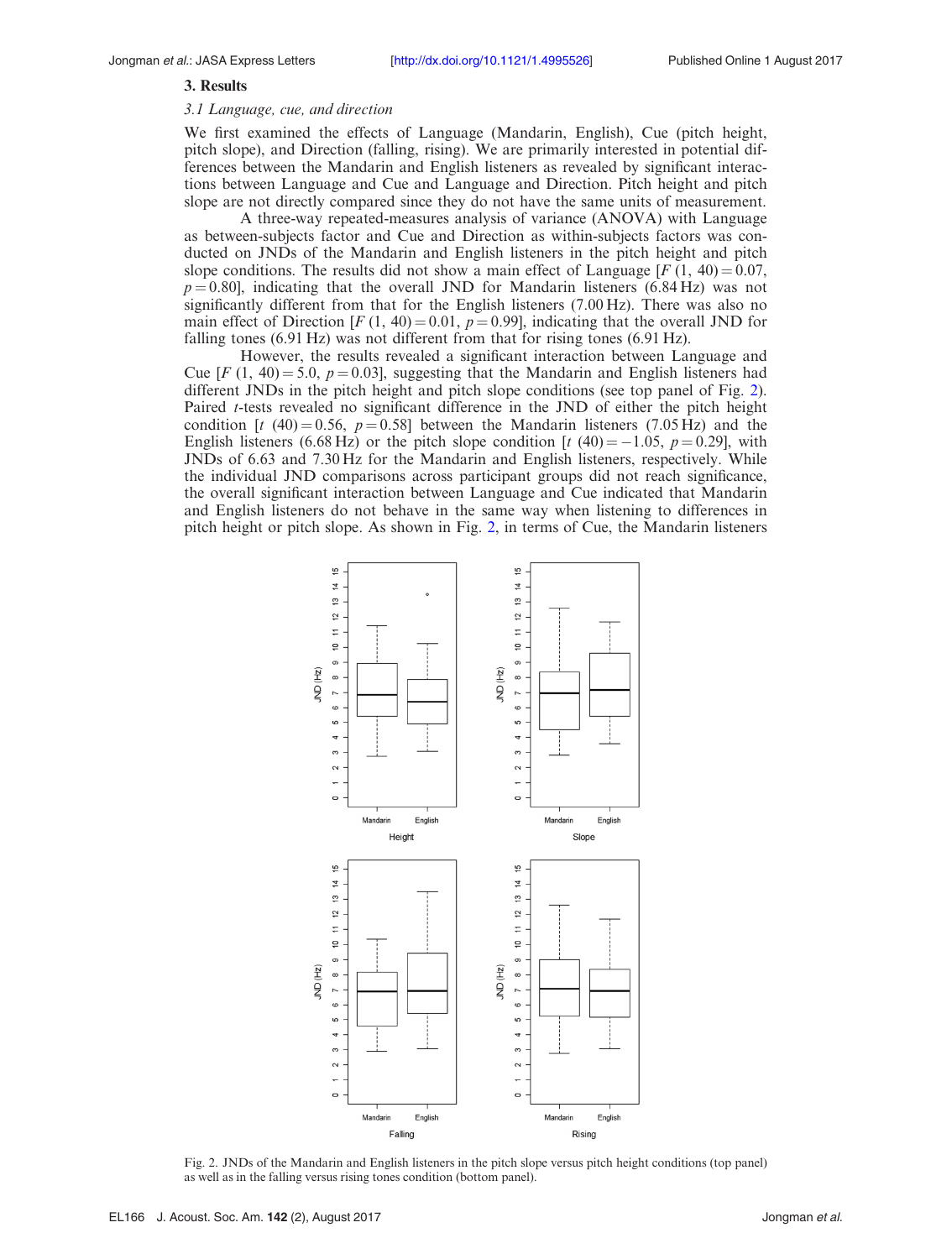## 3. Results

### *3.1 Language, cue, and direction*

We first examined the effects of Language (Mandarin, English), Cue (pitch height, pitch slope), and Direction (falling, rising). We are primarily interested in potential differences between the Mandarin and English listeners as revealed by significant interactions between Language and Cue and Language and Direction. Pitch height and pitch slope are not directly compared since they do not have the same units of measurement.

A three-way repeated-measures analysis of variance (ANOVA) with Language as between-subjects factor and Cue and Direction as within-subjects factors was conducted on JNDs of the Mandarin and English listeners in the pitch height and pitch slope conditions. The results did not show a main effect of Language [$F$ (1, 40) = 0.07, $p = 0.80$], indicating that the overall JND for Mandarin listeners (6.84 Hz) was not significantly different from that for the English listeners (7.00 Hz). There was also no main effect of Direction [$F$ (1, 40) = 0.01, $p = 0.99$], indicating that the overall JND for falling tones (6.91 Hz) was not different from that for rising tones (6.91 Hz).

However, the results revealed a significant interaction between Language and Cue [$F$ (1, 40) = 5.0, $p = 0.03$], suggesting that the Mandarin and English listeners had different JNDs in the pitch height and pitch slope conditions (see top panel of Fig. 2). Paired $t$-tests revealed no significant difference in the JND of either the pitch height condition [$t$ (40) = 0.56, $p = 0.58$] between the Mandarin listeners (7.05 Hz) and the English listeners (6.68 Hz) or the pitch slope condition [$t$ (40) = −1.05, $p = 0.29$], with JNDs of 6.63 and 7.30 Hz for the Mandarin and English listeners, respectively. While the individual JND comparisons across participant groups did not reach significance, the overall significant interaction between Language and Cue indicated that Mandarin and English listeners do not behave in the same way when listening to differences in pitch height or pitch slope. As shown in Fig. 2, in terms of Cue, the Mandarin listeners

Fig. 2. JNDs of the Mandarin and English listeners in the pitch slope versus pitch height conditions (top panel) as well as in the falling versus rising tones condition (bottom panel).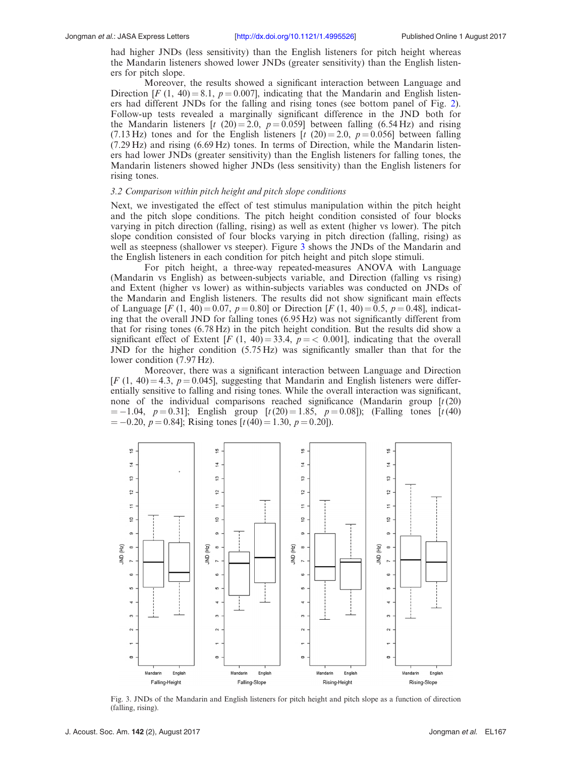had higher JNDs (less sensitivity) than the English listeners for pitch height whereas the Mandarin listeners showed lower JNDs (greater sensitivity) than the English listeners for pitch slope.

Moreover, the results showed a significant interaction between Language and Direction [$F$ (1, 40) = 8.1, $p = 0.007$], indicating that the Mandarin and English listeners had different JNDs for the falling and rising tones (see bottom panel of Fig. 2). Follow-up tests revealed a marginally significant difference in the JND both for the Mandarin listeners [$t$ (20) = 2.0, $p = 0.059$] between falling (6.54 Hz) and rising (7.13 Hz) tones and for the English listeners [$t$ (20) = 2.0, $p = 0.056$] between falling (7.29 Hz) and rising (6.69 Hz) tones. In terms of Direction, while the Mandarin listeners had lower JNDs (greater sensitivity) than the English listeners for falling tones, the Mandarin listeners showed higher JNDs (less sensitivity) than the English listeners for rising tones.

### 3.2 Comparison within pitch height and pitch slope conditions

Next, we investigated the effect of test stimulus manipulation within the pitch height and the pitch slope conditions. The pitch height condition consisted of four blocks varying in pitch direction (falling, rising) as well as extent (higher vs lower). The pitch slope condition consisted of four blocks varying in pitch direction (falling, rising) as well as steepness (shallower vs steeper). Figure 3 shows the JNDs of the Mandarin and the English listeners in each condition for pitch height and pitch slope stimuli.

For pitch height, a three-way repeated-measures ANOVA with Language (Mandarin vs English) as between-subjects variable, and Direction (falling vs rising) and Extent (higher vs lower) as within-subjects variables was conducted on JNDs of the Mandarin and English listeners. The results did not show significant main effects of Language [$F$ (1, 40) = 0.07, $p = 0.80$] or Direction [$F$ (1, 40) = 0.5, $p = 0.48$], indicating that the overall JND for falling tones (6.95 Hz) was not significantly different from that for rising tones (6.78 Hz) in the pitch height condition. But the results did show a significant effect of Extent [$F$ (1, 40) = 33.4, $p = < 0.001$], indicating that the overall JND for the higher condition (5.75 Hz) was significantly smaller than that for the lower condition (7.97 Hz).

Moreover, there was a significant interaction between Language and Direction [$F$ (1, 40) = 4.3, $p = 0.045$], suggesting that Mandarin and English listeners were differentially sensitive to falling and rising tones. While the overall interaction was significant, none of the individual comparisons reached significance (Mandarin group [$t$(20) = −1.04, $p = 0.31$]; English group [$t$(20) = 1.85, $p = 0.08$]); (Falling tones [$t$(40) = −0.20, $p = 0.84$]; Rising tones [$t$(40) = 1.30, $p = 0.20$]).

Fig. 3. JNDs of the Mandarin and English listeners for pitch height and pitch slope as a function of direction (falling, rising).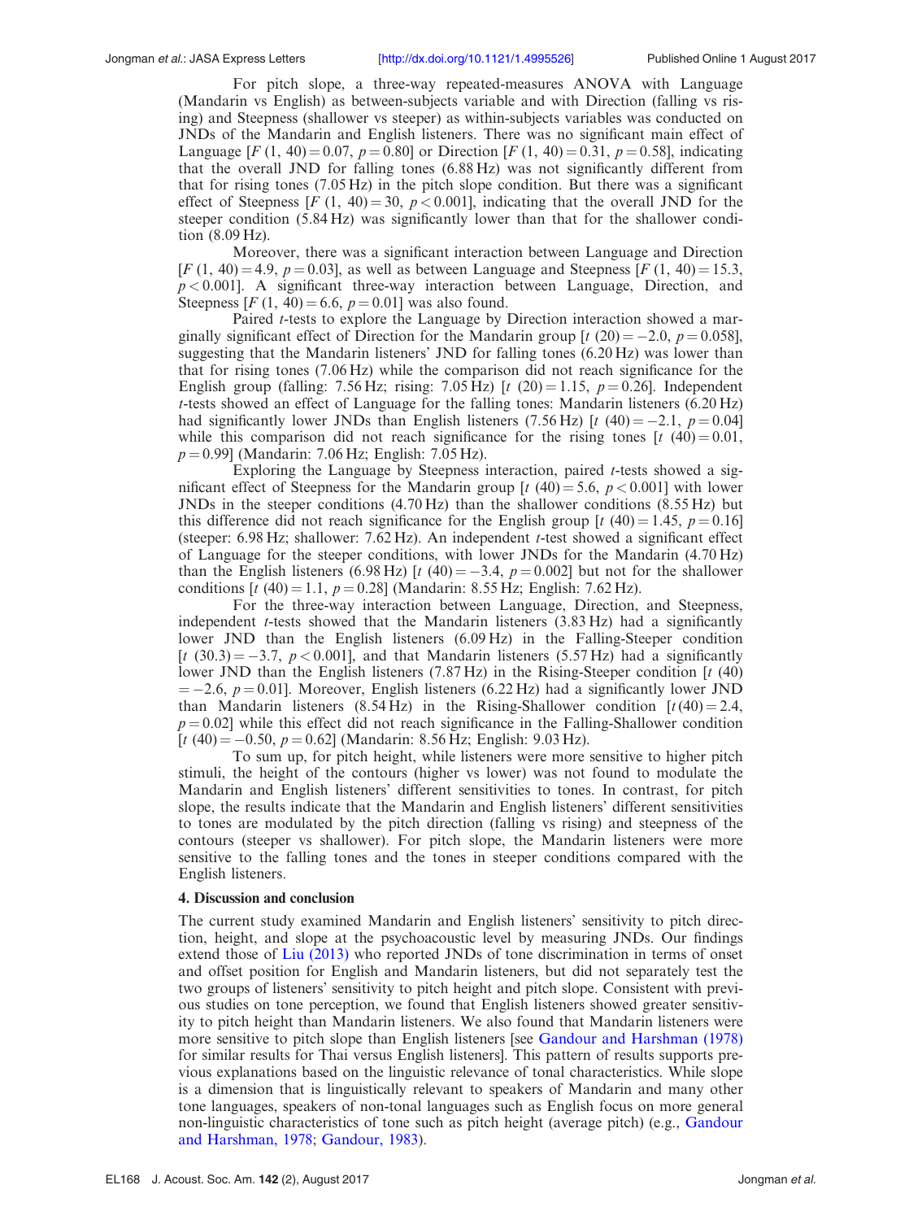For pitch slope, a three-way repeated-measures ANOVA with Language (Mandarin vs English) as between-subjects variable and with Direction (falling vs rising) and Steepness (shallower vs steeper) as within-subjects variables was conducted on JNDs of the Mandarin and English listeners. There was no significant main effect of Language [$F\ (1,\ 40) = 0.07$, $p = 0.80$] or Direction [$F\ (1,\ 40) = 0.31$, $p = 0.58$], indicating that the overall JND for falling tones (6.88 Hz) was not significantly different from that for rising tones (7.05 Hz) in the pitch slope condition. But there was a significant effect of Steepness [$F\ (1,\ 40) = 30$, $p < 0.001$], indicating that the overall JND for the steeper condition (5.84 Hz) was significantly lower than that for the shallower condition (8.09 Hz).

Moreover, there was a significant interaction between Language and Direction [$F\ (1,\ 40) = 4.9$, $p = 0.03$], as well as between Language and Steepness [$F\ (1,\ 40) = 15.3$, $p < 0.001$]. A significant three-way interaction between Language, Direction, and Steepness [$F\ (1,\ 40) = 6.6$, $p = 0.01$] was also found.

Paired *t*-tests to explore the Language by Direction interaction showed a marginally significant effect of Direction for the Mandarin group [$t\ (20) = -2.0$, $p = 0.058$], suggesting that the Mandarin listeners' JND for falling tones (6.20 Hz) was lower than that for rising tones (7.06 Hz) while the comparison did not reach significance for the English group (falling: 7.56 Hz; rising: 7.05 Hz) [$t\ (20) = 1.15$, $p = 0.26$]. Independent *t*-tests showed an effect of Language for the falling tones: Mandarin listeners (6.20 Hz) had significantly lower JNDs than English listeners (7.56 Hz) [$t\ (40) = -2.1$, $p = 0.04$] while this comparison did not reach significance for the rising tones [$t\ (40) = 0.01$, $p = 0.99$] (Mandarin: 7.06 Hz; English: 7.05 Hz).

Exploring the Language by Steepness interaction, paired *t*-tests showed a significant effect of Steepness for the Mandarin group [$t\ (40) = 5.6$, $p < 0.001$] with lower JNDs in the steeper conditions (4.70 Hz) than the shallower conditions (8.55 Hz) but this difference did not reach significance for the English group [$t\ (40) = 1.45$, $p = 0.16$] (steeper: 6.98 Hz; shallower: 7.62 Hz). An independent *t*-test showed a significant effect of Language for the steeper conditions, with lower JNDs for the Mandarin (4.70 Hz) than the English listeners (6.98 Hz) [$t\ (40) = -3.4$, $p = 0.002$] but not for the shallower conditions [$t\ (40) = 1.1$, $p = 0.28$] (Mandarin: 8.55 Hz; English: 7.62 Hz).

For the three-way interaction between Language, Direction, and Steepness, independent *t*-tests showed that the Mandarin listeners (3.83 Hz) had a significantly lower JND than the English listeners (6.09 Hz) in the Falling-Steeper condition [$t\ (30.3) = -3.7$, $p < 0.001$], and that Mandarin listeners (5.57 Hz) had a significantly lower JND than the English listeners (7.87 Hz) in the Rising-Steeper condition [$t\ (40) = -2.6$, $p = 0.01$]. Moreover, English listeners (6.22 Hz) had a significantly lower JND than Mandarin listeners (8.54 Hz) in the Rising-Shallower condition [$t(40) = 2.4$, $p = 0.02$] while this effect did not reach significance in the Falling-Shallower condition [$t\ (40) = -0.50$, $p = 0.62$] (Mandarin: 8.56 Hz; English: 9.03 Hz).

To sum up, for pitch height, while listeners were more sensitive to higher pitch stimuli, the height of the contours (higher vs lower) was not found to modulate the Mandarin and English listeners' different sensitivities to tones. In contrast, for pitch slope, the results indicate that the Mandarin and English listeners' different sensitivities to tones are modulated by the pitch direction (falling vs rising) and steepness of the contours (steeper vs shallower). For pitch slope, the Mandarin listeners were more sensitive to the falling tones and the tones in steeper conditions compared with the English listeners.

## 4. Discussion and conclusion

The current study examined Mandarin and English listeners' sensitivity to pitch direction, height, and slope at the psychoacoustic level by measuring JNDs. Our findings extend those of Liu (2013) who reported JNDs of tone discrimination in terms of onset and offset position for English and Mandarin listeners, but did not separately test the two groups of listeners' sensitivity to pitch height and pitch slope. Consistent with previous studies on tone perception, we found that English listeners showed greater sensitivity to pitch height than Mandarin listeners. We also found that Mandarin listeners were more sensitive to pitch slope than English listeners [see Gandour and Harshman (1978) for similar results for Thai versus English listeners]. This pattern of results supports previous explanations based on the linguistic relevance of tonal characteristics. While slope is a dimension that is linguistically relevant to speakers of Mandarin and many other tone languages, speakers of non-tonal languages such as English focus on more general non-linguistic characteristics of tone such as pitch height (average pitch) (e.g., Gandour and Harshman, 1978; Gandour, 1983).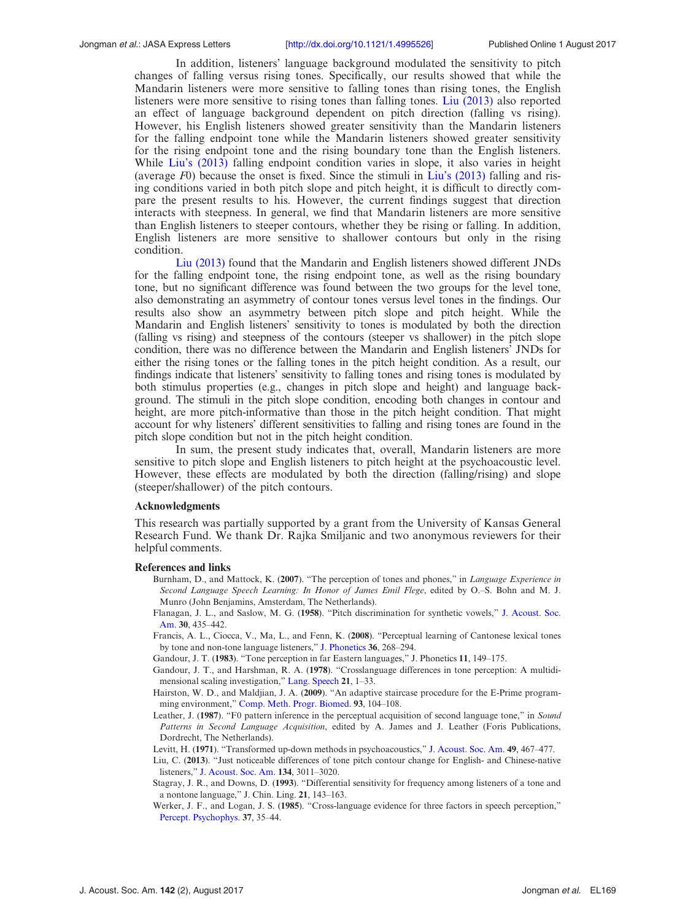In addition, listeners' language background modulated the sensitivity to pitch changes of falling versus rising tones. Specifically, our results showed that while the Mandarin listeners were more sensitive to falling tones than rising tones, the English listeners were more sensitive to rising tones than falling tones. Liu (2013) also reported an effect of language background dependent on pitch direction (falling vs rising). However, his English listeners showed greater sensitivity than the Mandarin listeners for the falling endpoint tone while the Mandarin listeners showed greater sensitivity for the rising endpoint tone and the rising boundary tone than the English listeners. While Liu's (2013) falling endpoint condition varies in slope, it also varies in height (average $F0$) because the onset is fixed. Since the stimuli in Liu's (2013) falling and rising conditions varied in both pitch slope and pitch height, it is difficult to directly compare the present results to his. However, the current findings suggest that direction interacts with steepness. In general, we find that Mandarin listeners are more sensitive than English listeners to steeper contours, whether they be rising or falling. In addition, English listeners are more sensitive to shallower contours but only in the rising condition.

Liu (2013) found that the Mandarin and English listeners showed different JNDs for the falling endpoint tone, the rising endpoint tone, as well as the rising boundary tone, but no significant difference was found between the two groups for the level tone, also demonstrating an asymmetry of contour tones versus level tones in the findings. Our results also show an asymmetry between pitch slope and pitch height. While the Mandarin and English listeners' sensitivity to tones is modulated by both the direction (falling vs rising) and steepness of the contours (steeper vs shallower) in the pitch slope condition, there was no difference between the Mandarin and English listeners' JNDs for either the rising tones or the falling tones in the pitch height condition. As a result, our findings indicate that listeners' sensitivity to falling tones and rising tones is modulated by both stimulus properties (e.g., changes in pitch slope and height) and language background. The stimuli in the pitch slope condition, encoding both changes in contour and height, are more pitch-informative than those in the pitch height condition. That might account for why listeners' different sensitivities to falling and rising tones are found in the pitch slope condition but not in the pitch height condition.

In sum, the present study indicates that, overall, Mandarin listeners are more sensitive to pitch slope and English listeners to pitch height at the psychoacoustic level. However, these effects are modulated by both the direction (falling/rising) and slope (steeper/shallower) of the pitch contours.

## Acknowledgments

This research was partially supported by a grant from the University of Kansas General Research Fund. We thank Dr. Rajka Smiljanic and two anonymous reviewers for their helpful comments.

## References and links

Burnham, D., and Mattock, K. (**2007**). "The perception of tones and phones," in *Language Experience in Second Language Speech Learning: In Honor of James Emil Flege*, edited by O.-S. Bohn and M. J. Munro (John Benjamins, Amsterdam, The Netherlands).

Flanagan, J. L., and Saslow, M. G. (**1958**). "Pitch discrimination for synthetic vowels," J. Acoust. Soc. Am. **30**, 435–442.

Francis, A. L., Ciocca, V., Ma, L., and Fenn, K. (**2008**). "Perceptual learning of Cantonese lexical tones by tone and non-tone language listeners," J. Phonetics **36**, 268–294.

Gandour, J. T. (**1983**). "Tone perception in far Eastern languages," J. Phonetics **11**, 149–175.

Gandour, J. T., and Harshman, R. A. (**1978**). "Crosslanguage differences in tone perception: A multidimensional scaling investigation," Lang. Speech **21**, 1–33.

Hairston, W. D., and Maldjian, J. A. (**2009**). "An adaptive staircase procedure for the E-Prime programming environment," Comp. Meth. Progr. Biomed. **93**, 104–108.

Leather, J. (**1987**). "F0 pattern inference in the perceptual acquisition of second language tone," in *Sound Patterns in Second Language Acquisition*, edited by A. James and J. Leather (Foris Publications, Dordrecht, The Netherlands).

Levitt, H. (**1971**). "Transformed up-down methods in psychoacoustics," J. Acoust. Soc. Am. **49**, 467–477.

Liu, C. (**2013**). "Just noticeable differences of tone pitch contour change for English- and Chinese-native listeners," J. Acoust. Soc. Am. **134**, 3011–3020.

Stagray, J. R., and Downs, D. (**1993**). "Differential sensitivity for frequency among listeners of a tone and a nontone language," J. Chin. Ling. **21**, 143–163.

Werker, J. F., and Logan, J. S. (**1985**). "Cross-language evidence for three factors in speech perception," Percept. Psychophys. **37**, 35–44.